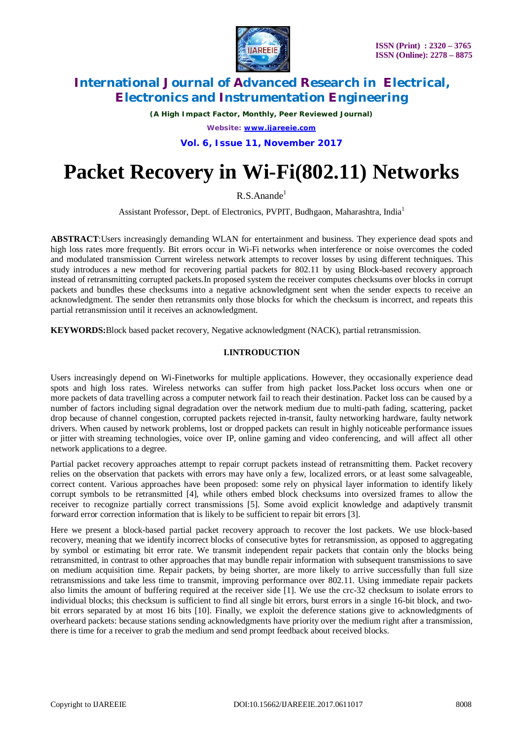# Packet Recovery in Wi-Fi(802.11) Networks

R.S.Anande[1]

Assistant Professor, Dept. of Electronics, PVPIT, Budhgaon, Maharashtra, India[1]

**ABSTRACT**:Users increasingly demanding WLAN for entertainment and business. They experience dead spots and high loss rates more frequently. Bit errors occur in Wi-Fi networks when interference or noise overcomes the coded and modulated transmission Current wireless network attempts to recover losses by using different techniques. This study introduces a new method for recovering partial packets for 802.11 by using Block-based recovery approach instead of retransmitting corrupted packets.In proposed system the receiver computes checksums over blocks in corrupt packets and bundles these checksums into a negative acknowledgment sent when the sender expects to receive an acknowledgment. The sender then retransmits only those blocks for which the checksum is incorrect, and repeats this partial retransmission until it receives an acknowledgment.

**KEYWORDS:**Block based packet recovery, Negative acknowledgment (NACK), partial retransmission.

## I.INTRODUCTION

Users increasingly depend on Wi-Finetworks for multiple applications. However, they occasionally experience dead spots and high loss rates. Wireless networks can suffer from high packet loss.Packet loss occurs when one or more packets of data travelling across a computer network fail to reach their destination. Packet loss can be caused by a number of factors including signal degradation over the network medium due to multi-path fading, scattering, packet drop because of channel congestion, corrupted packets rejected in-transit, faulty networking hardware, faulty network drivers. When caused by network problems, lost or dropped packets can result in highly noticeable performance issues or jitter with streaming technologies, voice over IP, online gaming and video conferencing, and will affect all other network applications to a degree.

Partial packet recovery approaches attempt to repair corrupt packets instead of retransmitting them. Packet recovery relies on the observation that packets with errors may have only a few, localized errors, or at least some salvageable, correct content. Various approaches have been proposed: some rely on physical layer information to identify likely corrupt symbols to be retransmitted [4], while others embed block checksums into oversized frames to allow the receiver to recognize partially correct transmissions [5]. Some avoid explicit knowledge and adaptively transmit forward error correction information that is likely to be sufficient to repair bit errors [3].

Here we present a block-based partial packet recovery approach to recover the lost packets. We use block-based recovery, meaning that we identify incorrect blocks of consecutive bytes for retransmission, as opposed to aggregating by symbol or estimating bit error rate. We transmit independent repair packets that contain only the blocks being retransmitted, in contrast to other approaches that may bundle repair information with subsequent transmissions to save on medium acquisition time. Repair packets, by being shorter, are more likely to arrive successfully than full size retransmissions and take less time to transmit, improving performance over 802.11. Using immediate repair packets also limits the amount of buffering required at the receiver side [1]. We use the crc-32 checksum to isolate errors to individual blocks; this checksum is sufficient to find all single bit errors, burst errors in a single 16-bit block, and two-bit errors separated by at most 16 bits [10]. Finally, we exploit the deference stations give to acknowledgments of overheard packets: because stations sending acknowledgments have priority over the medium right after a transmission, there is time for a receiver to grab the medium and send prompt feedback about received blocks.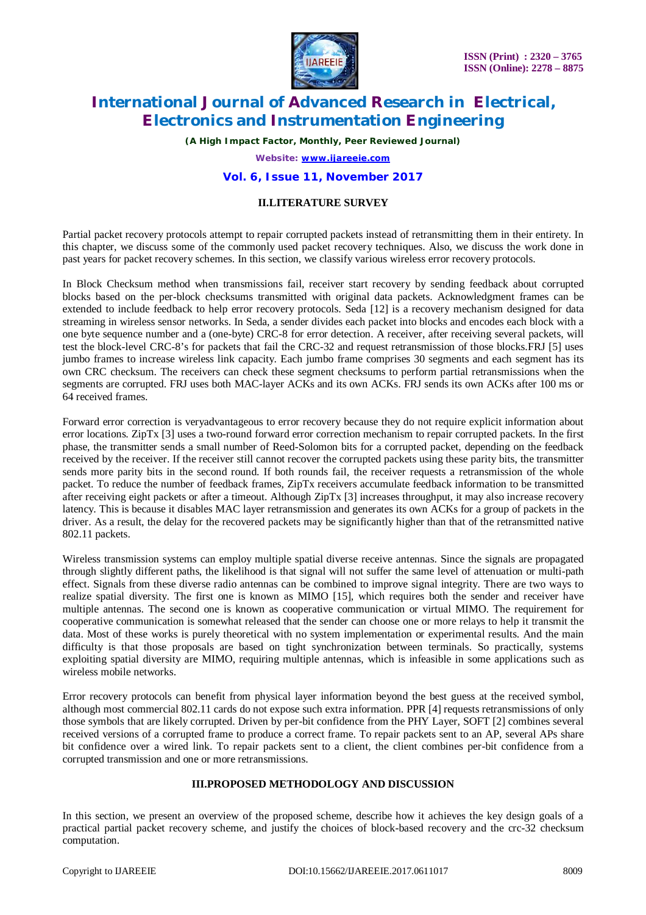## II.LITERATURE SURVEY

Partial packet recovery protocols attempt to repair corrupted packets instead of retransmitting them in their entirety. In this chapter, we discuss some of the commonly used packet recovery techniques. Also, we discuss the work done in past years for packet recovery schemes. In this section, we classify various wireless error recovery protocols.

In Block Checksum method when transmissions fail, receiver start recovery by sending feedback about corrupted blocks based on the per-block checksums transmitted with original data packets. Acknowledgment frames can be extended to include feedback to help error recovery protocols. Seda [12] is a recovery mechanism designed for data streaming in wireless sensor networks. In Seda, a sender divides each packet into blocks and encodes each block with a one byte sequence number and a (one-byte) CRC-8 for error detection. A receiver, after receiving several packets, will test the block-level CRC-8's for packets that fail the CRC-32 and request retransmission of those blocks.FRJ [5] uses jumbo frames to increase wireless link capacity. Each jumbo frame comprises 30 segments and each segment has its own CRC checksum. The receivers can check these segment checksums to perform partial retransmissions when the segments are corrupted. FRJ uses both MAC-layer ACKs and its own ACKs. FRJ sends its own ACKs after 100 ms or 64 received frames.

Forward error correction is veryadvantageous to error recovery because they do not require explicit information about error locations. ZipTx [3] uses a two-round forward error correction mechanism to repair corrupted packets. In the first phase, the transmitter sends a small number of Reed-Solomon bits for a corrupted packet, depending on the feedback received by the receiver. If the receiver still cannot recover the corrupted packets using these parity bits, the transmitter sends more parity bits in the second round. If both rounds fail, the receiver requests a retransmission of the whole packet. To reduce the number of feedback frames, ZipTx receivers accumulate feedback information to be transmitted after receiving eight packets or after a timeout. Although ZipTx [3] increases throughput, it may also increase recovery latency. This is because it disables MAC layer retransmission and generates its own ACKs for a group of packets in the driver. As a result, the delay for the recovered packets may be significantly higher than that of the retransmitted native 802.11 packets.

Wireless transmission systems can employ multiple spatial diverse receive antennas. Since the signals are propagated through slightly different paths, the likelihood is that signal will not suffer the same level of attenuation or multi-path effect. Signals from these diverse radio antennas can be combined to improve signal integrity. There are two ways to realize spatial diversity. The first one is known as MIMO [15], which requires both the sender and receiver have multiple antennas. The second one is known as cooperative communication or virtual MIMO. The requirement for cooperative communication is somewhat released that the sender can choose one or more relays to help it transmit the data. Most of these works is purely theoretical with no system implementation or experimental results. And the main difficulty is that those proposals are based on tight synchronization between terminals. So practically, systems exploiting spatial diversity are MIMO, requiring multiple antennas, which is infeasible in some applications such as wireless mobile networks.

Error recovery protocols can benefit from physical layer information beyond the best guess at the received symbol, although most commercial 802.11 cards do not expose such extra information. PPR [4] requests retransmissions of only those symbols that are likely corrupted. Driven by per-bit confidence from the PHY Layer, SOFT [2] combines several received versions of a corrupted frame to produce a correct frame. To repair packets sent to an AP, several APs share bit confidence over a wired link. To repair packets sent to a client, the client combines per-bit confidence from a corrupted transmission and one or more retransmissions.

## III.PROPOSED METHODOLOGY AND DISCUSSION

In this section, we present an overview of the proposed scheme, describe how it achieves the key design goals of a practical partial packet recovery scheme, and justify the choices of block-based recovery and the crc-32 checksum computation.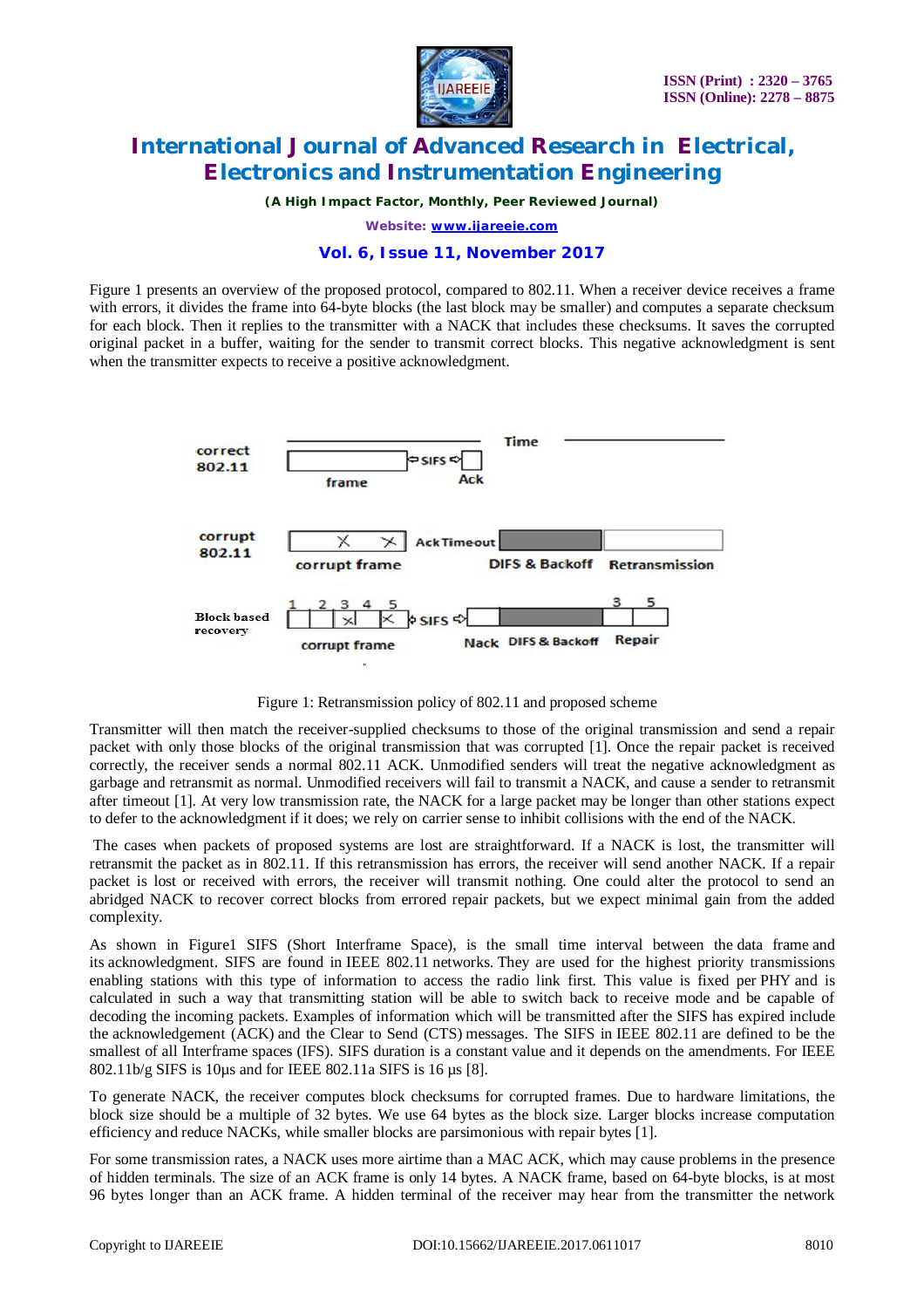Figure 1 presents an overview of the proposed protocol, compared to 802.11. When a receiver device receives a frame with errors, it divides the frame into 64-byte blocks (the last block may be smaller) and computes a separate checksum for each block. Then it replies to the transmitter with a NACK that includes these checksums. It saves the corrupted original packet in a buffer, waiting for the sender to transmit correct blocks. This negative acknowledgment is sent when the transmitter expects to receive a positive acknowledgment.

Figure 1: Retransmission policy of 802.11 and proposed scheme

Transmitter will then match the receiver-supplied checksums to those of the original transmission and send a repair packet with only those blocks of the original transmission that was corrupted [1]. Once the repair packet is received correctly, the receiver sends a normal 802.11 ACK. Unmodified senders will treat the negative acknowledgment as garbage and retransmit as normal. Unmodified receivers will fail to transmit a NACK, and cause a sender to retransmit after timeout [1]. At very low transmission rate, the NACK for a large packet may be longer than other stations expect to defer to the acknowledgment if it does; we rely on carrier sense to inhibit collisions with the end of the NACK.

The cases when packets of proposed systems are lost are straightforward. If a NACK is lost, the transmitter will retransmit the packet as in 802.11. If this retransmission has errors, the receiver will send another NACK. If a repair packet is lost or received with errors, the receiver will transmit nothing. One could alter the protocol to send an abridged NACK to recover correct blocks from errored repair packets, but we expect minimal gain from the added complexity.

As shown in Figure1 SIFS (Short Interframe Space), is the small time interval between the data frame and its acknowledgment. SIFS are found in IEEE 802.11 networks. They are used for the highest priority transmissions enabling stations with this type of information to access the radio link first. This value is fixed per PHY and is calculated in such a way that transmitting station will be able to switch back to receive mode and be capable of decoding the incoming packets. Examples of information which will be transmitted after the SIFS has expired include the acknowledgement (ACK) and the Clear to Send (CTS) messages. The SIFS in IEEE 802.11 are defined to be the smallest of all Interframe spaces (IFS). SIFS duration is a constant value and it depends on the amendments. For IEEE 802.11b/g SIFS is 10µs and for IEEE 802.11a SIFS is 16 µs [8].

To generate NACK, the receiver computes block checksums for corrupted frames. Due to hardware limitations, the block size should be a multiple of 32 bytes. We use 64 bytes as the block size. Larger blocks increase computation efficiency and reduce NACKs, while smaller blocks are parsimonious with repair bytes [1].

For some transmission rates, a NACK uses more airtime than a MAC ACK, which may cause problems in the presence of hidden terminals. The size of an ACK frame is only 14 bytes. A NACK frame, based on 64-byte blocks, is at most 96 bytes longer than an ACK frame. A hidden terminal of the receiver may hear from the transmitter the network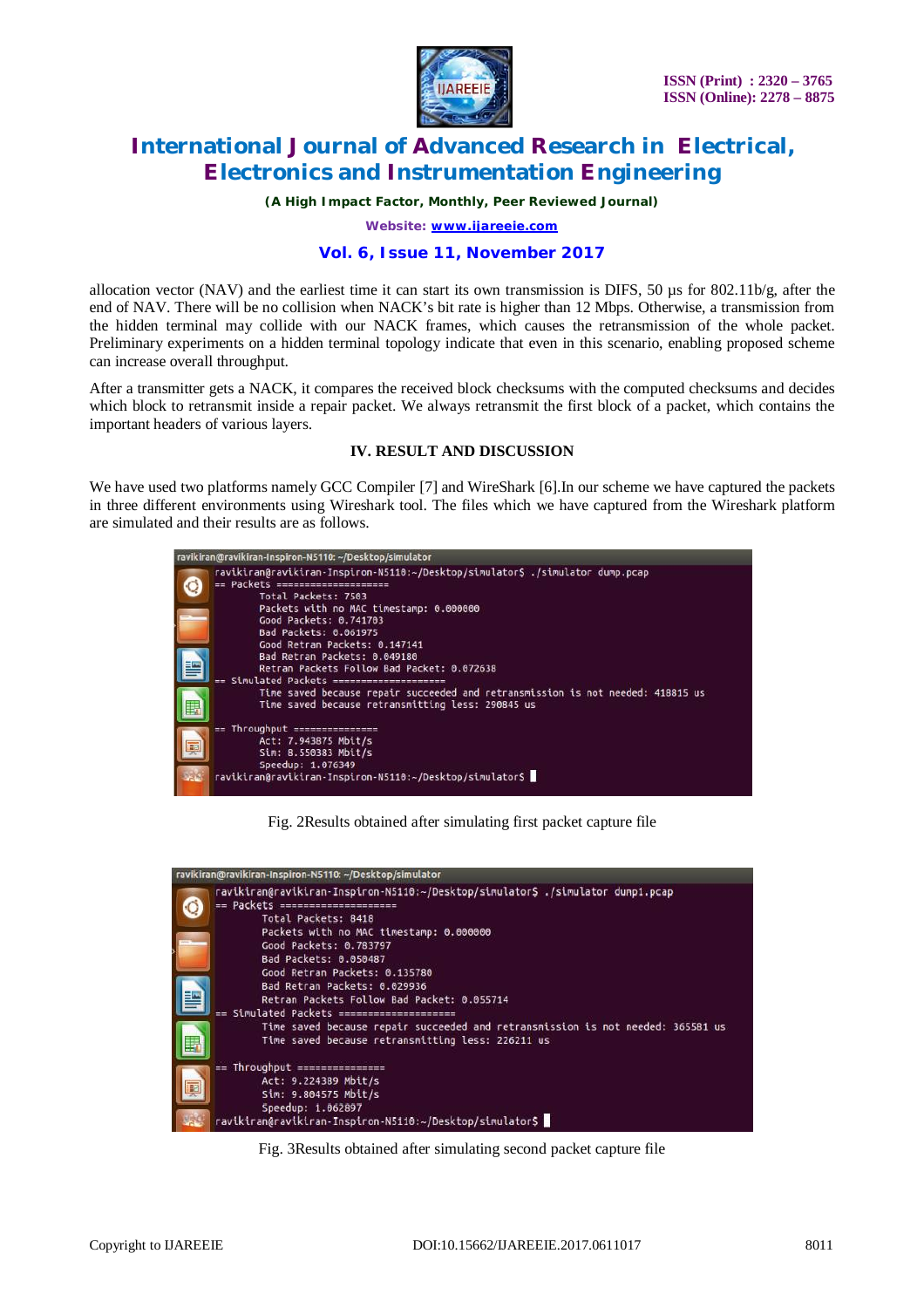allocation vector (NAV) and the earliest time it can start its own transmission is DIFS, 50 µs for 802.11b/g, after the end of NAV. There will be no collision when NACK's bit rate is higher than 12 Mbps. Otherwise, a transmission from the hidden terminal may collide with our NACK frames, which causes the retransmission of the whole packet. Preliminary experiments on a hidden terminal topology indicate that even in this scenario, enabling proposed scheme can increase overall throughput.

After a transmitter gets a NACK, it compares the received block checksums with the computed checksums and decides which block to retransmit inside a repair packet. We always retransmit the first block of a packet, which contains the important headers of various layers.

## IV. RESULT AND DISCUSSION

We have used two platforms namely GCC Compiler [7] and WireShark [6].In our scheme we have captured the packets in three different environments using Wireshark tool. The files which we have captured from the Wireshark platform are simulated and their results are as follows.

```
ravikiran@ravikiran-Inspiron-N5110:~/Desktop/simulator$ ./simulator dump.pcap
== Packets ===================
        Total Packets: 7503
        Packets with no MAC timestamp: 0.000000
        Good Packets: 0.741703
        Bad Packets: 0.061975
        Good Retran Packets: 0.147141
        Bad Retran Packets: 0.049180
        Retran Packets Follow Bad Packet: 0.072638
== Simulated Packets ===================
        Time saved because repair succeeded and retransmission is not needed: 418815 us
        Time saved because retransmitting less: 290845 us

== Throughput ==============
        Act: 7.943875 Mbit/s
        Sim: 8.550383 Mbit/s
        Speedup: 1.076349
ravikiran@ravikiran-Inspiron-N5110:~/Desktop/simulator$
```

Fig. 2Results obtained after simulating first packet capture file

```
ravikiran@ravikiran-Inspiron-N5110:~/Desktop/simulator$ ./simulator dump1.pcap
== Packets ===================
        Total Packets: 8418
        Packets with no MAC timestamp: 0.000000
        Good Packets: 0.783797
        Bad Packets: 0.050487
        Good Retran Packets: 0.135780
        Bad Retran Packets: 0.029936
        Retran Packets Follow Bad Packet: 0.055714
== Simulated Packets ===================
        Time saved because repair succeeded and retransmission is not needed: 365581 us
        Time saved because retransmitting less: 226211 us

== Throughput ==============
        Act: 9.224389 Mbit/s
        Sim: 9.804575 Mbit/s
        Speedup: 1.062897
ravikiran@ravikiran-Inspiron-N5110:~/Desktop/simulator$
```

Fig. 3Results obtained after simulating second packet capture file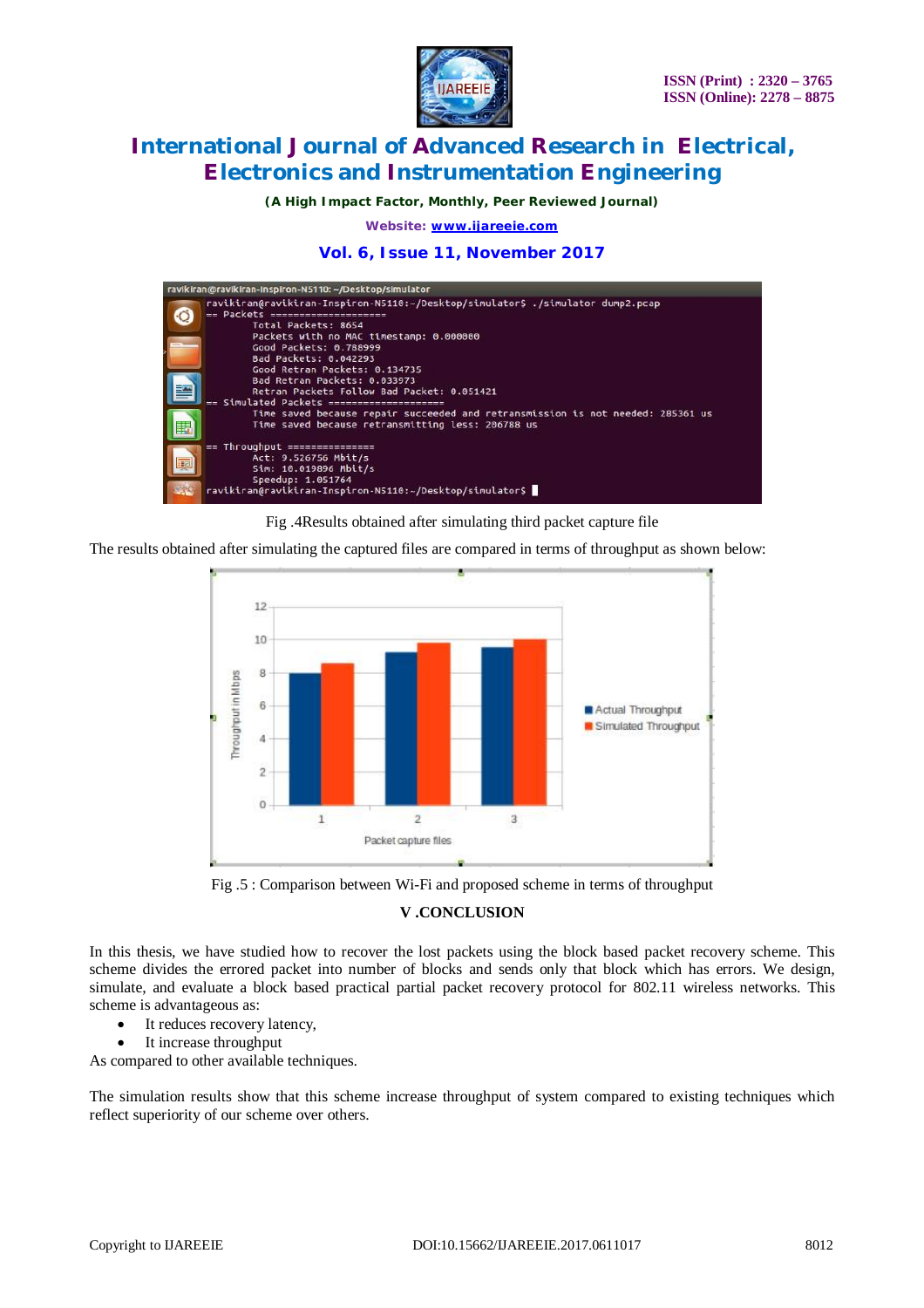Fig .4Results obtained after simulating third packet capture file

The results obtained after simulating the captured files are compared in terms of throughput as shown below:

Fig .5 : Comparison between Wi-Fi and proposed scheme in terms of throughput

## V .CONCLUSION

In this thesis, we have studied how to recover the lost packets using the block based packet recovery scheme. This scheme divides the errored packet into number of blocks and sends only that block which has errors. We design, simulate, and evaluate a block based practical partial packet recovery protocol for 802.11 wireless networks. This scheme is advantageous as:

- It reduces recovery latency,
- It increase throughput

As compared to other available techniques.

The simulation results show that this scheme increase throughput of system compared to existing techniques which reflect superiority of our scheme over others.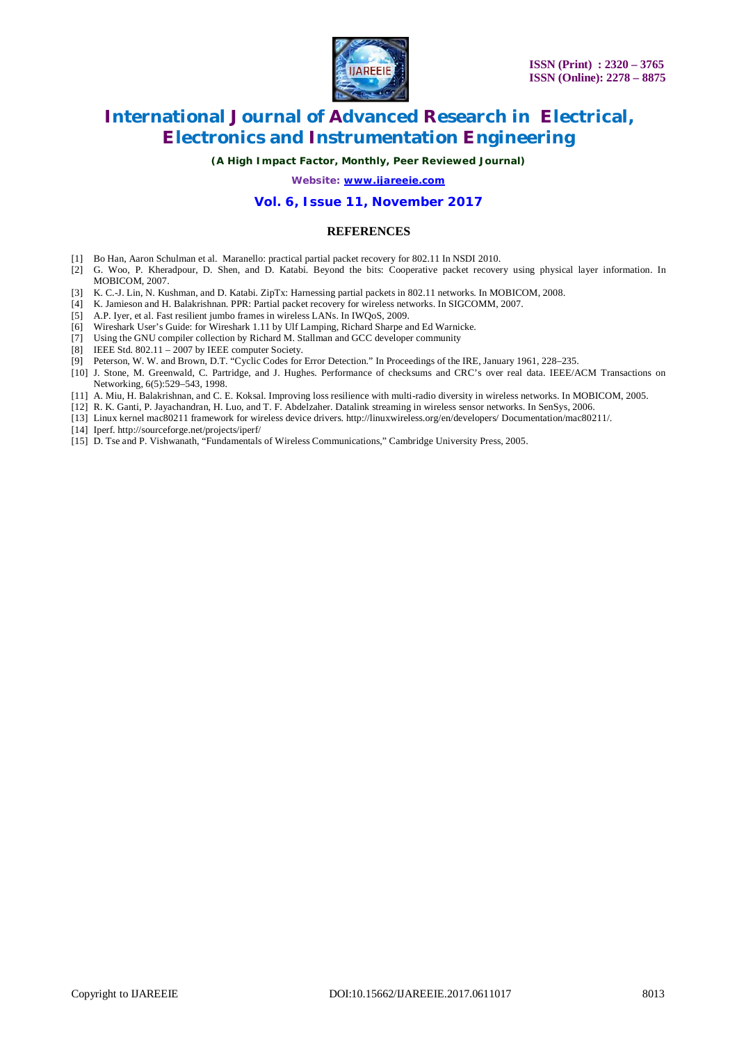## REFERENCES

[1] Bo Han, Aaron Schulman et al. Maranello: practical partial packet recovery for 802.11 In NSDI 2010.
[2] G. Woo, P. Kheradpour, D. Shen, and D. Katabi. Beyond the bits: Cooperative packet recovery using physical layer information. In MOBICOM, 2007.
[3] K. C.-J. Lin, N. Kushman, and D. Katabi. ZipTx: Harnessing partial packets in 802.11 networks. In MOBICOM, 2008.
[4] K. Jamieson and H. Balakrishnan. PPR: Partial packet recovery for wireless networks. In SIGCOMM, 2007.
[5] A.P. Iyer, et al. Fast resilient jumbo frames in wireless LANs. In IWQoS, 2009.
[6] Wireshark User's Guide: for Wireshark 1.11 by Ulf Lamping, Richard Sharpe and Ed Warnicke.
[7] Using the GNU compiler collection by Richard M. Stallman and GCC developer community
[8] IEEE Std. 802.11 – 2007 by IEEE computer Society.
[9] Peterson, W. W. and Brown, D.T. "Cyclic Codes for Error Detection." In Proceedings of the IRE, January 1961, 228–235.
[10] J. Stone, M. Greenwald, C. Partridge, and J. Hughes. Performance of checksums and CRC's over real data. IEEE/ACM Transactions on Networking, 6(5):529–543, 1998.
[11] A. Miu, H. Balakrishnan, and C. E. Koksal. Improving loss resilience with multi-radio diversity in wireless networks. In MOBICOM, 2005.
[12] R. K. Ganti, P. Jayachandran, H. Luo, and T. F. Abdelzaher. Datalink streaming in wireless sensor networks. In SenSys, 2006.
[13] Linux kernel mac80211 framework for wireless device drivers. http://linuxwireless.org/en/developers/ Documentation/mac80211/.
[14] Iperf. http://sourceforge.net/projects/iperf/
[15] D. Tse and P. Vishwanath, "Fundamentals of Wireless Communications," Cambridge University Press, 2005.